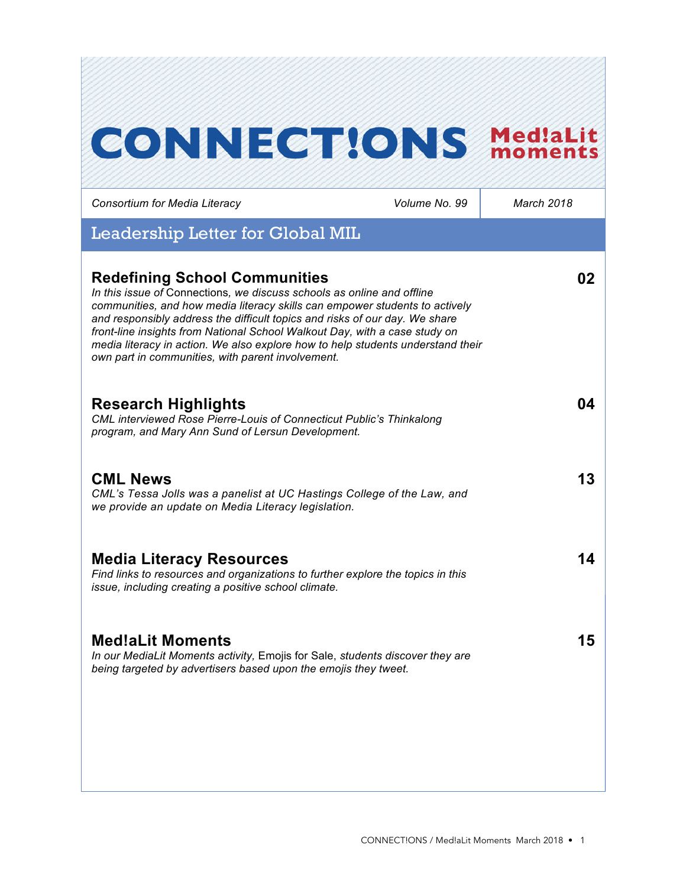# CONNECT!ONS Med!aLit moments

Consortium for Media Literacy | Volume No. 99 | March 2018

## Leadership Letter for Global MIL

### Redefining School Communities — 02

*In this issue of* Connections, *we discuss schools as online and offline communities, and how media literacy skills can empower students to actively and responsibly address the difficult topics and risks of our day. We share front-line insights from National School Walkout Day, with a case study on media literacy in action. We also explore how to help students understand their own part in communities, with parent involvement.*

### Research Highlights — 04

*CML interviewed Rose Pierre-Louis of Connecticut Public's Thinkalong program, and Mary Ann Sund of Lersun Development.*

### CML News — 13

*CML's Tessa Jolls was a panelist at UC Hastings College of the Law, and we provide an update on Media Literacy legislation.*

### Media Literacy Resources — 14

*Find links to resources and organizations to further explore the topics in this issue, including creating a positive school climate.*

### Med!aLit Moments — 15

*In our MediaLit Moments activity,* Emojis for Sale, *students discover they are being targeted by advertisers based upon the emojis they tweet.*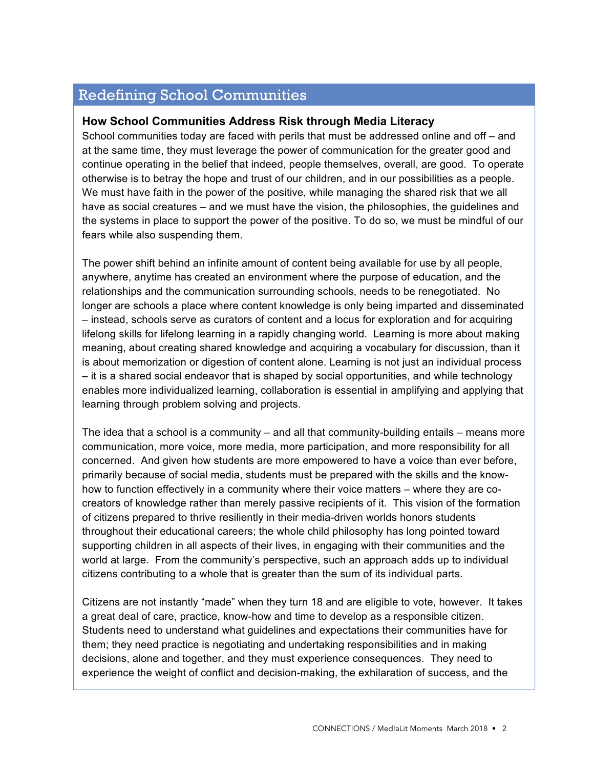## Redefining School Communities

### How School Communities Address Risk through Media Literacy

School communities today are faced with perils that must be addressed online and off – and at the same time, they must leverage the power of communication for the greater good and continue operating in the belief that indeed, people themselves, overall, are good. To operate otherwise is to betray the hope and trust of our children, and in our possibilities as a people. We must have faith in the power of the positive, while managing the shared risk that we all have as social creatures – and we must have the vision, the philosophies, the guidelines and the systems in place to support the power of the positive. To do so, we must be mindful of our fears while also suspending them.

The power shift behind an infinite amount of content being available for use by all people, anywhere, anytime has created an environment where the purpose of education, and the relationships and the communication surrounding schools, needs to be renegotiated. No longer are schools a place where content knowledge is only being imparted and disseminated – instead, schools serve as curators of content and a locus for exploration and for acquiring lifelong skills for lifelong learning in a rapidly changing world. Learning is more about making meaning, about creating shared knowledge and acquiring a vocabulary for discussion, than it is about memorization or digestion of content alone. Learning is not just an individual process – it is a shared social endeavor that is shaped by social opportunities, and while technology enables more individualized learning, collaboration is essential in amplifying and applying that learning through problem solving and projects.

The idea that a school is a community – and all that community-building entails – means more communication, more voice, more media, more participation, and more responsibility for all concerned. And given how students are more empowered to have a voice than ever before, primarily because of social media, students must be prepared with the skills and the know-how to function effectively in a community where their voice matters – where they are co-creators of knowledge rather than merely passive recipients of it. This vision of the formation of citizens prepared to thrive resiliently in their media-driven worlds honors students throughout their educational careers; the whole child philosophy has long pointed toward supporting children in all aspects of their lives, in engaging with their communities and the world at large. From the community's perspective, such an approach adds up to individual citizens contributing to a whole that is greater than the sum of its individual parts.

Citizens are not instantly "made" when they turn 18 and are eligible to vote, however. It takes a great deal of care, practice, know-how and time to develop as a responsible citizen. Students need to understand what guidelines and expectations their communities have for them; they need practice is negotiating and undertaking responsibilities and in making decisions, alone and together, and they must experience consequences. They need to experience the weight of conflict and decision-making, the exhilaration of success, and the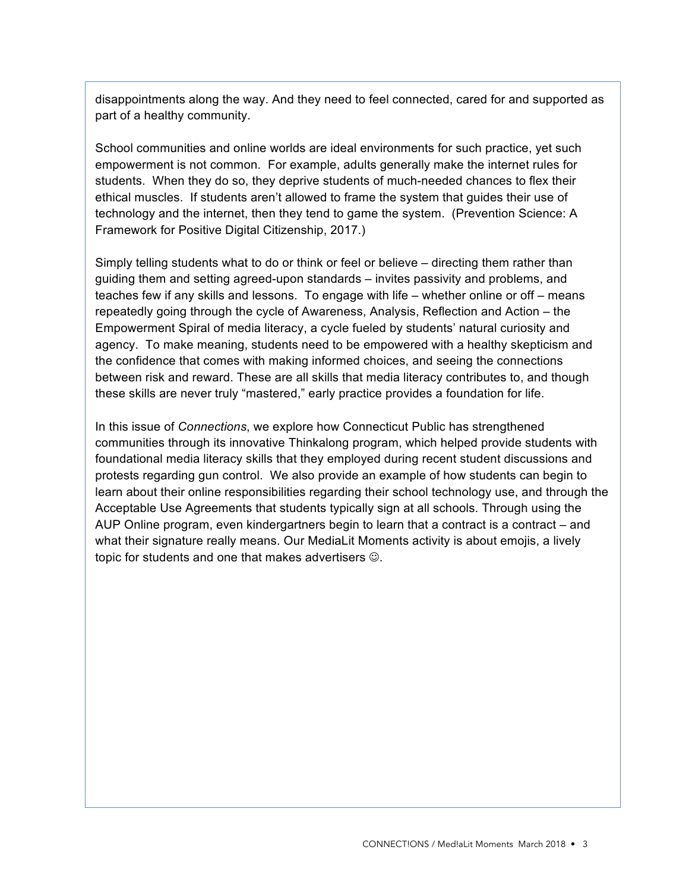disappointments along the way. And they need to feel connected, cared for and supported as part of a healthy community.

School communities and online worlds are ideal environments for such practice, yet such empowerment is not common. For example, adults generally make the internet rules for students. When they do so, they deprive students of much-needed chances to flex their ethical muscles. If students aren't allowed to frame the system that guides their use of technology and the internet, then they tend to game the system. (Prevention Science: A Framework for Positive Digital Citizenship, 2017.)

Simply telling students what to do or think or feel or believe – directing them rather than guiding them and setting agreed-upon standards – invites passivity and problems, and teaches few if any skills and lessons. To engage with life – whether online or off – means repeatedly going through the cycle of Awareness, Analysis, Reflection and Action – the Empowerment Spiral of media literacy, a cycle fueled by students' natural curiosity and agency. To make meaning, students need to be empowered with a healthy skepticism and the confidence that comes with making informed choices, and seeing the connections between risk and reward. These are all skills that media literacy contributes to, and though these skills are never truly "mastered," early practice provides a foundation for life.

In this issue of *Connections*, we explore how Connecticut Public has strengthened communities through its innovative Thinkalong program, which helped provide students with foundational media literacy skills that they employed during recent student discussions and protests regarding gun control. We also provide an example of how students can begin to learn about their online responsibilities regarding their school technology use, and through the Acceptable Use Agreements that students typically sign at all schools. Through using the AUP Online program, even kindergartners begin to learn that a contract is a contract – and what their signature really means. Our MediaLit Moments activity is about emojis, a lively topic for students and one that makes advertisers ☺.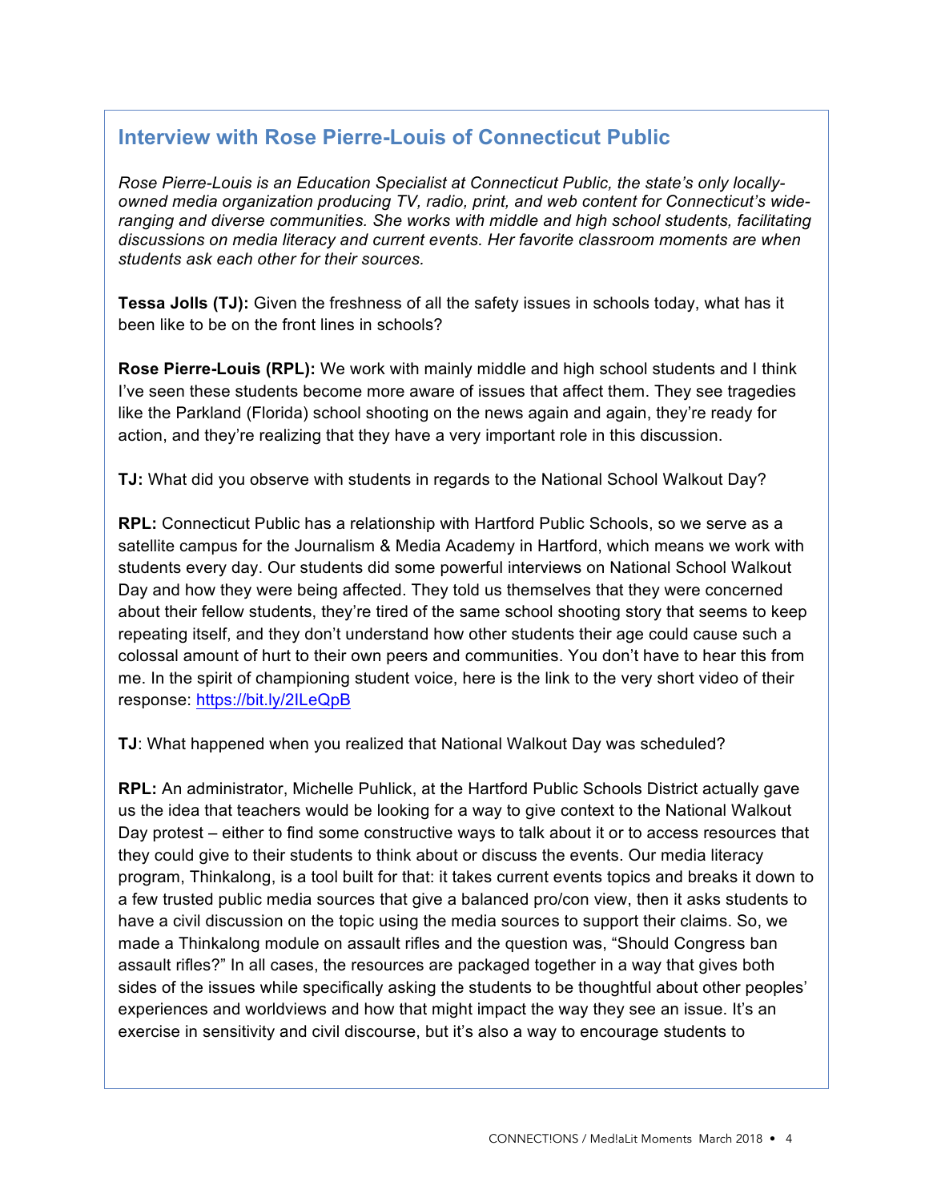## Interview with Rose Pierre-Louis of Connecticut Public

*Rose Pierre-Louis is an Education Specialist at Connecticut Public, the state's only locally-owned media organization producing TV, radio, print, and web content for Connecticut's wide-ranging and diverse communities. She works with middle and high school students, facilitating discussions on media literacy and current events. Her favorite classroom moments are when students ask each other for their sources.*

**Tessa Jolls (TJ):** Given the freshness of all the safety issues in schools today, what has it been like to be on the front lines in schools?

**Rose Pierre-Louis (RPL):** We work with mainly middle and high school students and I think I've seen these students become more aware of issues that affect them. They see tragedies like the Parkland (Florida) school shooting on the news again and again, they're ready for action, and they're realizing that they have a very important role in this discussion.

**TJ:** What did you observe with students in regards to the National School Walkout Day?

**RPL:** Connecticut Public has a relationship with Hartford Public Schools, so we serve as a satellite campus for the Journalism & Media Academy in Hartford, which means we work with students every day. Our students did some powerful interviews on National School Walkout Day and how they were being affected. They told us themselves that they were concerned about their fellow students, they're tired of the same school shooting story that seems to keep repeating itself, and they don't understand how other students their age could cause such a colossal amount of hurt to their own peers and communities. You don't have to hear this from me. In the spirit of championing student voice, here is the link to the very short video of their response: https://bit.ly/2ILeQpB

**TJ**: What happened when you realized that National Walkout Day was scheduled?

**RPL:** An administrator, Michelle Puhlick, at the Hartford Public Schools District actually gave us the idea that teachers would be looking for a way to give context to the National Walkout Day protest – either to find some constructive ways to talk about it or to access resources that they could give to their students to think about or discuss the events. Our media literacy program, Thinkalong, is a tool built for that: it takes current events topics and breaks it down to a few trusted public media sources that give a balanced pro/con view, then it asks students to have a civil discussion on the topic using the media sources to support their claims. So, we made a Thinkalong module on assault rifles and the question was, "Should Congress ban assault rifles?" In all cases, the resources are packaged together in a way that gives both sides of the issues while specifically asking the students to be thoughtful about other peoples' experiences and worldviews and how that might impact the way they see an issue. It's an exercise in sensitivity and civil discourse, but it's also a way to encourage students to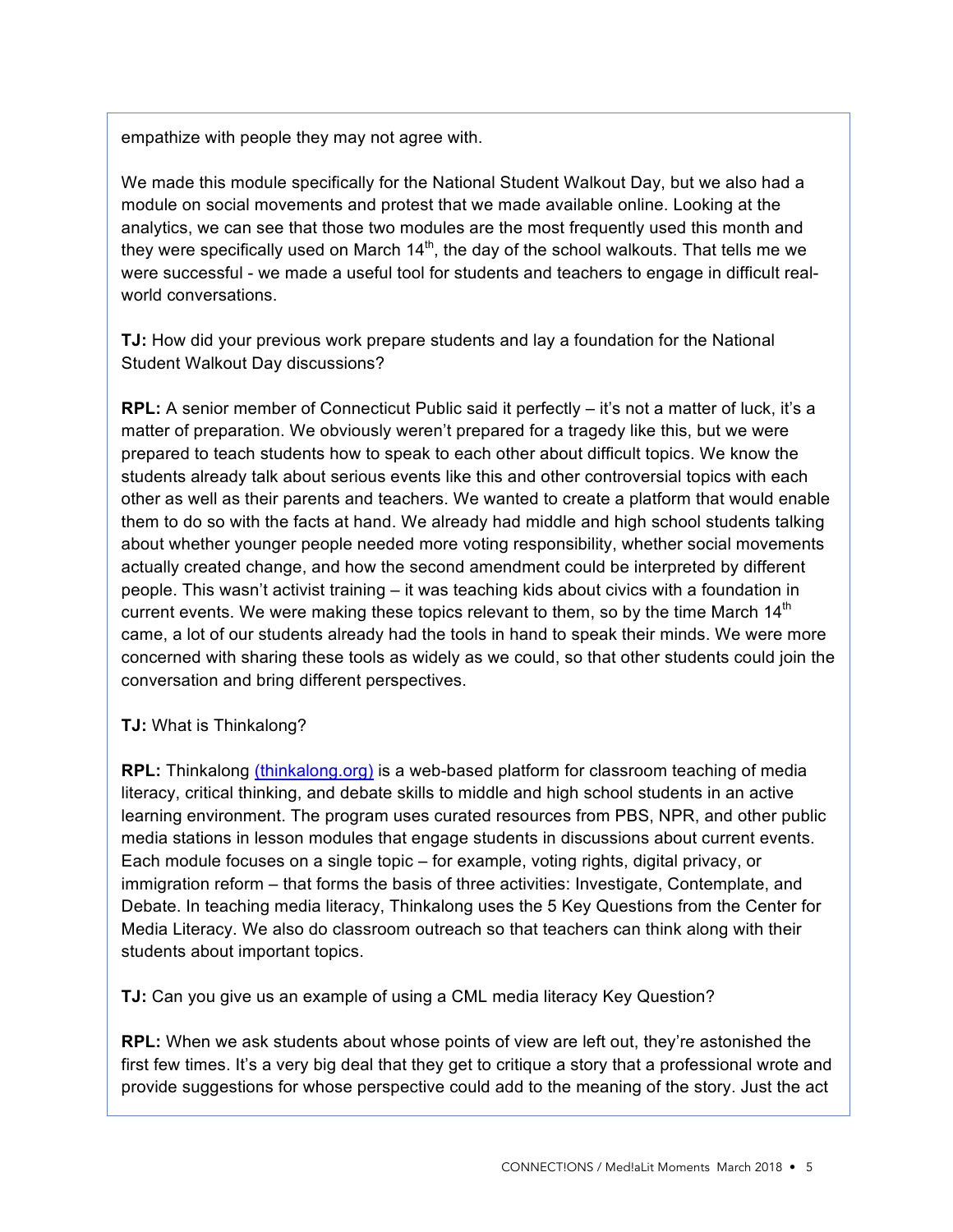empathize with people they may not agree with.

We made this module specifically for the National Student Walkout Day, but we also had a module on social movements and protest that we made available online. Looking at the analytics, we can see that those two modules are the most frequently used this month and they were specifically used on March 14th, the day of the school walkouts. That tells me we were successful - we made a useful tool for students and teachers to engage in difficult real-world conversations.

**TJ:** How did your previous work prepare students and lay a foundation for the National Student Walkout Day discussions?

**RPL:** A senior member of Connecticut Public said it perfectly – it's not a matter of luck, it's a matter of preparation. We obviously weren't prepared for a tragedy like this, but we were prepared to teach students how to speak to each other about difficult topics. We know the students already talk about serious events like this and other controversial topics with each other as well as their parents and teachers. We wanted to create a platform that would enable them to do so with the facts at hand. We already had middle and high school students talking about whether younger people needed more voting responsibility, whether social movements actually created change, and how the second amendment could be interpreted by different people. This wasn't activist training – it was teaching kids about civics with a foundation in current events. We were making these topics relevant to them, so by the time March 14th came, a lot of our students already had the tools in hand to speak their minds. We were more concerned with sharing these tools as widely as we could, so that other students could join the conversation and bring different perspectives.

**TJ:** What is Thinkalong?

**RPL:** Thinkalong (thinkalong.org) is a web-based platform for classroom teaching of media literacy, critical thinking, and debate skills to middle and high school students in an active learning environment. The program uses curated resources from PBS, NPR, and other public media stations in lesson modules that engage students in discussions about current events. Each module focuses on a single topic – for example, voting rights, digital privacy, or immigration reform – that forms the basis of three activities: Investigate, Contemplate, and Debate. In teaching media literacy, Thinkalong uses the 5 Key Questions from the Center for Media Literacy. We also do classroom outreach so that teachers can think along with their students about important topics.

**TJ:** Can you give us an example of using a CML media literacy Key Question?

**RPL:** When we ask students about whose points of view are left out, they're astonished the first few times. It's a very big deal that they get to critique a story that a professional wrote and provide suggestions for whose perspective could add to the meaning of the story. Just the act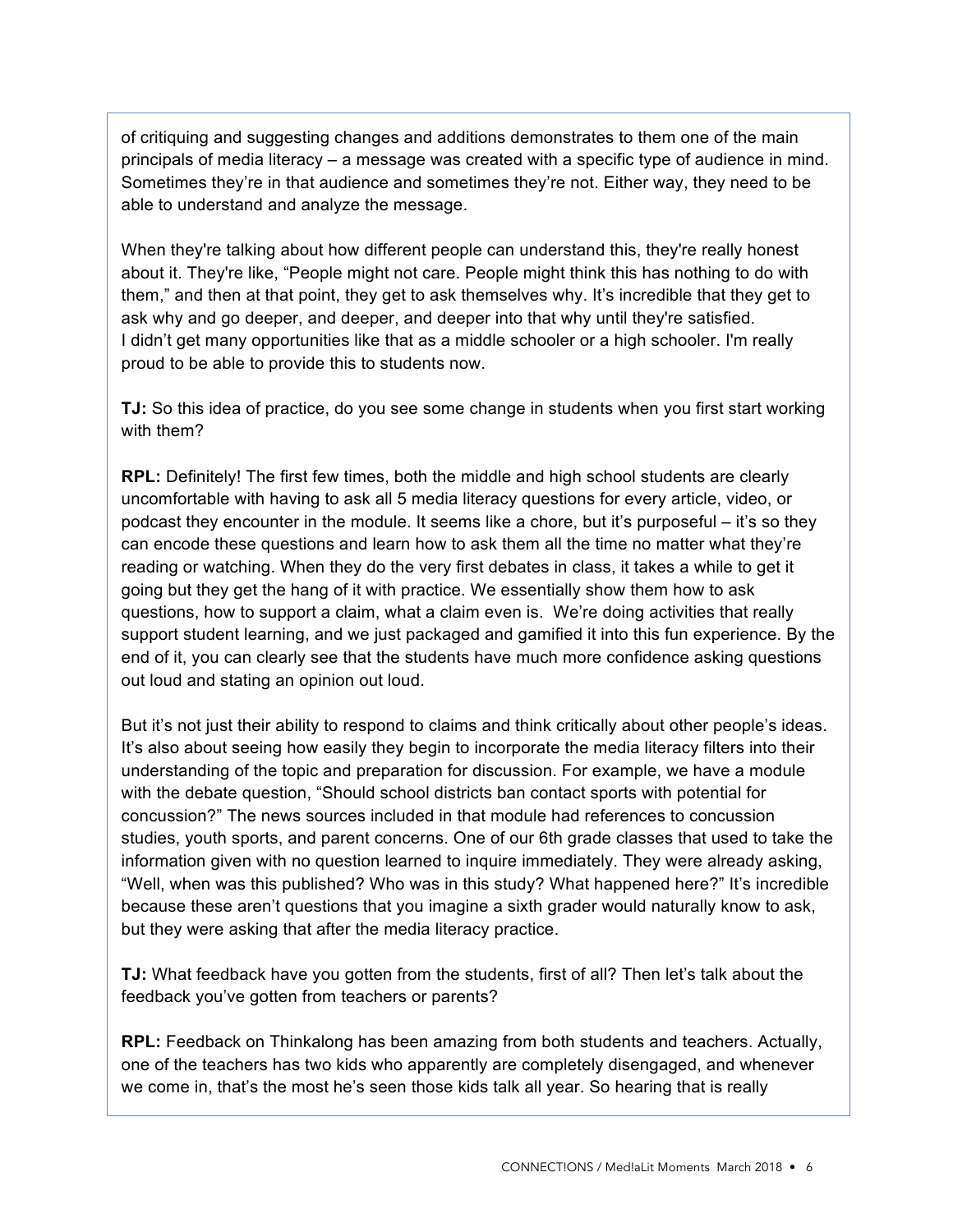of critiquing and suggesting changes and additions demonstrates to them one of the main principals of media literacy – a message was created with a specific type of audience in mind. Sometimes they're in that audience and sometimes they're not. Either way, they need to be able to understand and analyze the message.

When they're talking about how different people can understand this, they're really honest about it. They're like, "People might not care. People might think this has nothing to do with them," and then at that point, they get to ask themselves why. It's incredible that they get to ask why and go deeper, and deeper, and deeper into that why until they're satisfied.
I didn't get many opportunities like that as a middle schooler or a high schooler. I'm really proud to be able to provide this to students now.

**TJ:** So this idea of practice, do you see some change in students when you first start working with them?

**RPL:** Definitely! The first few times, both the middle and high school students are clearly uncomfortable with having to ask all 5 media literacy questions for every article, video, or podcast they encounter in the module. It seems like a chore, but it's purposeful – it's so they can encode these questions and learn how to ask them all the time no matter what they're reading or watching. When they do the very first debates in class, it takes a while to get it going but they get the hang of it with practice. We essentially show them how to ask questions, how to support a claim, what a claim even is. We're doing activities that really support student learning, and we just packaged and gamified it into this fun experience. By the end of it, you can clearly see that the students have much more confidence asking questions out loud and stating an opinion out loud.

But it's not just their ability to respond to claims and think critically about other people's ideas. It's also about seeing how easily they begin to incorporate the media literacy filters into their understanding of the topic and preparation for discussion. For example, we have a module with the debate question, "Should school districts ban contact sports with potential for concussion?" The news sources included in that module had references to concussion studies, youth sports, and parent concerns. One of our 6th grade classes that used to take the information given with no question learned to inquire immediately. They were already asking, "Well, when was this published? Who was in this study? What happened here?" It's incredible because these aren't questions that you imagine a sixth grader would naturally know to ask, but they were asking that after the media literacy practice.

**TJ:** What feedback have you gotten from the students, first of all? Then let's talk about the feedback you've gotten from teachers or parents?

**RPL:** Feedback on Thinkalong has been amazing from both students and teachers. Actually, one of the teachers has two kids who apparently are completely disengaged, and whenever we come in, that's the most he's seen those kids talk all year. So hearing that is really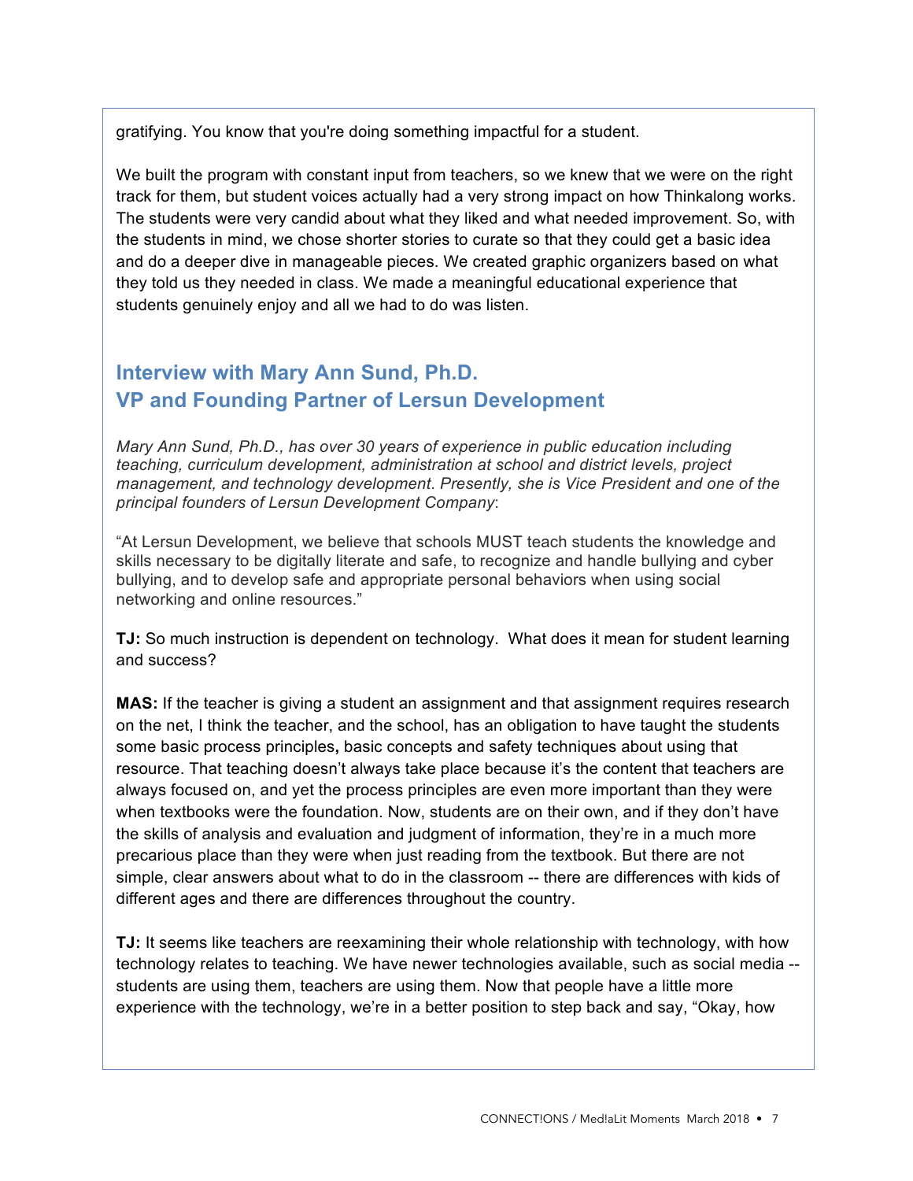gratifying. You know that you're doing something impactful for a student.

We built the program with constant input from teachers, so we knew that we were on the right track for them, but student voices actually had a very strong impact on how Thinkalong works. The students were very candid about what they liked and what needed improvement. So, with the students in mind, we chose shorter stories to curate so that they could get a basic idea and do a deeper dive in manageable pieces. We created graphic organizers based on what they told us they needed in class. We made a meaningful educational experience that students genuinely enjoy and all we had to do was listen.

## Interview with Mary Ann Sund, Ph.D.
## VP and Founding Partner of Lersun Development

*Mary Ann Sund, Ph.D., has over 30 years of experience in public education including teaching, curriculum development, administration at school and district levels, project management, and technology development. Presently, she is Vice President and one of the principal founders of Lersun Development Company*:

"At Lersun Development, we believe that schools MUST teach students the knowledge and skills necessary to be digitally literate and safe, to recognize and handle bullying and cyber bullying, and to develop safe and appropriate personal behaviors when using social networking and online resources."

**TJ:** So much instruction is dependent on technology. What does it mean for student learning and success?

**MAS:** If the teacher is giving a student an assignment and that assignment requires research on the net, I think the teacher, and the school, has an obligation to have taught the students some basic process principles**,** basic concepts and safety techniques about using that resource. That teaching doesn't always take place because it's the content that teachers are always focused on, and yet the process principles are even more important than they were when textbooks were the foundation. Now, students are on their own, and if they don't have the skills of analysis and evaluation and judgment of information, they're in a much more precarious place than they were when just reading from the textbook. But there are not simple, clear answers about what to do in the classroom -- there are differences with kids of different ages and there are differences throughout the country.

**TJ:** It seems like teachers are reexamining their whole relationship with technology, with how technology relates to teaching. We have newer technologies available, such as social media -- students are using them, teachers are using them. Now that people have a little more experience with the technology, we're in a better position to step back and say, "Okay, how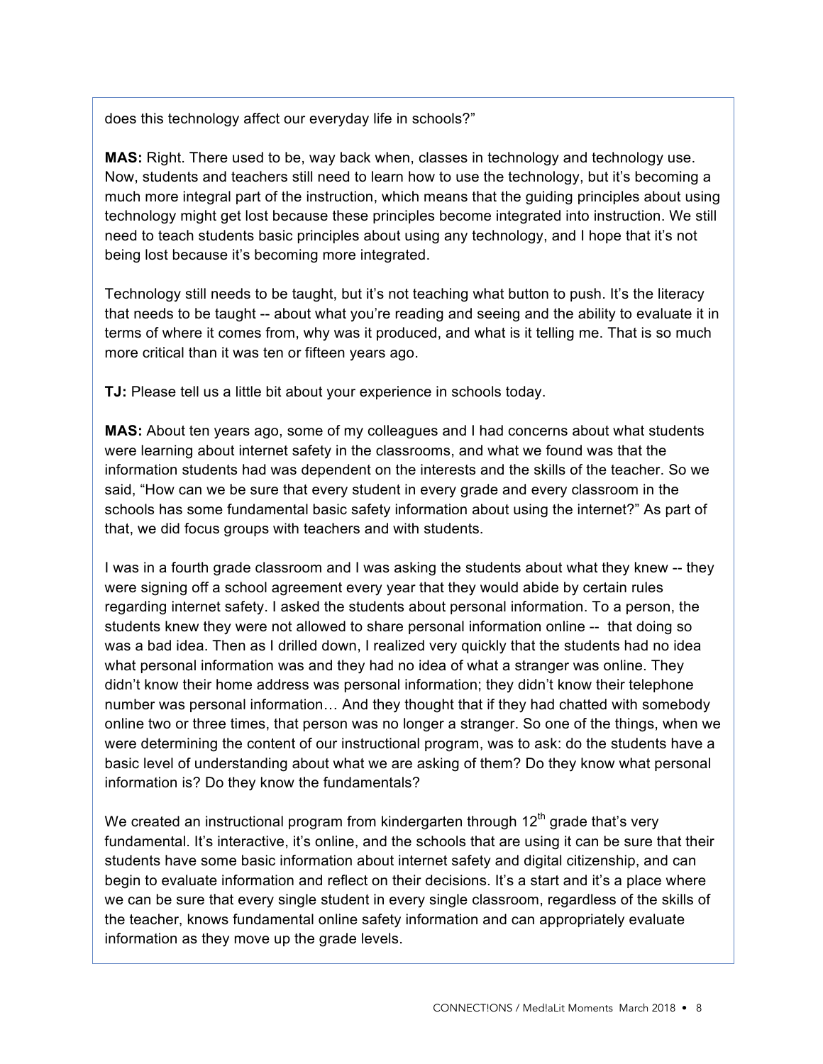does this technology affect our everyday life in schools?"

**MAS:** Right. There used to be, way back when, classes in technology and technology use. Now, students and teachers still need to learn how to use the technology, but it's becoming a much more integral part of the instruction, which means that the guiding principles about using technology might get lost because these principles become integrated into instruction. We still need to teach students basic principles about using any technology, and I hope that it's not being lost because it's becoming more integrated.

Technology still needs to be taught, but it's not teaching what button to push. It's the literacy that needs to be taught -- about what you're reading and seeing and the ability to evaluate it in terms of where it comes from, why was it produced, and what is it telling me. That is so much more critical than it was ten or fifteen years ago.

**TJ:** Please tell us a little bit about your experience in schools today.

**MAS:** About ten years ago, some of my colleagues and I had concerns about what students were learning about internet safety in the classrooms, and what we found was that the information students had was dependent on the interests and the skills of the teacher. So we said, "How can we be sure that every student in every grade and every classroom in the schools has some fundamental basic safety information about using the internet?" As part of that, we did focus groups with teachers and with students.

I was in a fourth grade classroom and I was asking the students about what they knew -- they were signing off a school agreement every year that they would abide by certain rules regarding internet safety. I asked the students about personal information. To a person, the students knew they were not allowed to share personal information online -- that doing so was a bad idea. Then as I drilled down, I realized very quickly that the students had no idea what personal information was and they had no idea of what a stranger was online. They didn't know their home address was personal information; they didn't know their telephone number was personal information… And they thought that if they had chatted with somebody online two or three times, that person was no longer a stranger. So one of the things, when we were determining the content of our instructional program, was to ask: do the students have a basic level of understanding about what we are asking of them? Do they know what personal information is? Do they know the fundamentals?

We created an instructional program from kindergarten through 12th grade that's very fundamental. It's interactive, it's online, and the schools that are using it can be sure that their students have some basic information about internet safety and digital citizenship, and can begin to evaluate information and reflect on their decisions. It's a start and it's a place where we can be sure that every single student in every single classroom, regardless of the skills of the teacher, knows fundamental online safety information and can appropriately evaluate information as they move up the grade levels.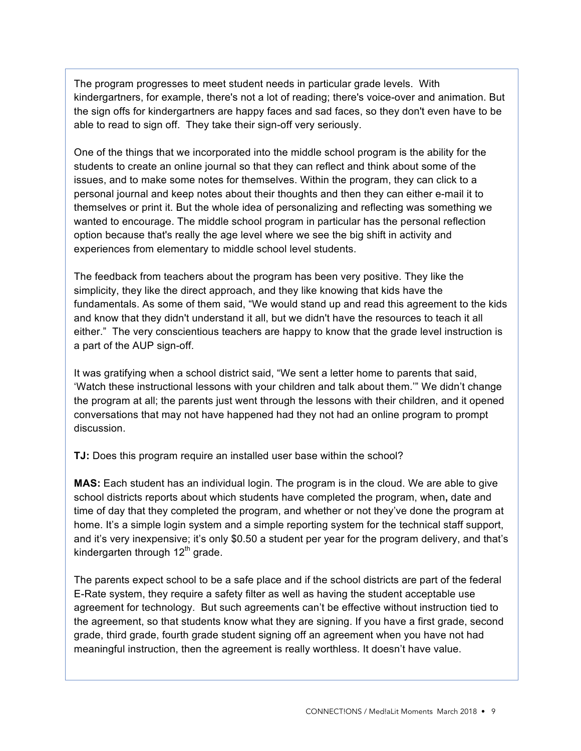The program progresses to meet student needs in particular grade levels. With kindergartners, for example, there's not a lot of reading; there's voice-over and animation. But the sign offs for kindergartners are happy faces and sad faces, so they don't even have to be able to read to sign off. They take their sign-off very seriously.

One of the things that we incorporated into the middle school program is the ability for the students to create an online journal so that they can reflect and think about some of the issues, and to make some notes for themselves. Within the program, they can click to a personal journal and keep notes about their thoughts and then they can either e-mail it to themselves or print it. But the whole idea of personalizing and reflecting was something we wanted to encourage. The middle school program in particular has the personal reflection option because that's really the age level where we see the big shift in activity and experiences from elementary to middle school level students.

The feedback from teachers about the program has been very positive. They like the simplicity, they like the direct approach, and they like knowing that kids have the fundamentals. As some of them said, "We would stand up and read this agreement to the kids and know that they didn't understand it all, but we didn't have the resources to teach it all either." The very conscientious teachers are happy to know that the grade level instruction is a part of the AUP sign-off.

It was gratifying when a school district said, "We sent a letter home to parents that said, 'Watch these instructional lessons with your children and talk about them.'" We didn't change the program at all; the parents just went through the lessons with their children, and it opened conversations that may not have happened had they not had an online program to prompt discussion.

**TJ:** Does this program require an installed user base within the school?

**MAS:** Each student has an individual login. The program is in the cloud. We are able to give school districts reports about which students have completed the program, when**,** date and time of day that they completed the program, and whether or not they've done the program at home. It's a simple login system and a simple reporting system for the technical staff support, and it's very inexpensive; it's only $0.50 a student per year for the program delivery, and that's kindergarten through 12th grade.

The parents expect school to be a safe place and if the school districts are part of the federal E-Rate system, they require a safety filter as well as having the student acceptable use agreement for technology. But such agreements can't be effective without instruction tied to the agreement, so that students know what they are signing. If you have a first grade, second grade, third grade, fourth grade student signing off an agreement when you have not had meaningful instruction, then the agreement is really worthless. It doesn't have value.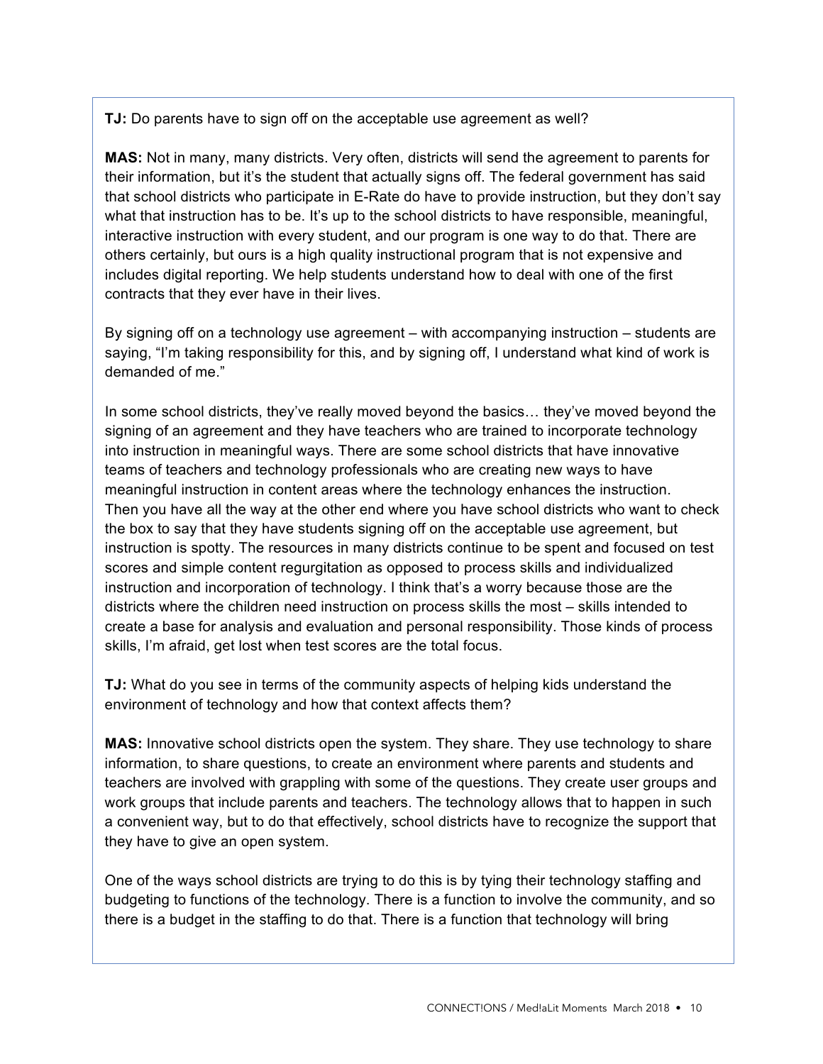**TJ:** Do parents have to sign off on the acceptable use agreement as well?

**MAS:** Not in many, many districts. Very often, districts will send the agreement to parents for their information, but it's the student that actually signs off. The federal government has said that school districts who participate in E-Rate do have to provide instruction, but they don't say what that instruction has to be. It's up to the school districts to have responsible, meaningful, interactive instruction with every student, and our program is one way to do that. There are others certainly, but ours is a high quality instructional program that is not expensive and includes digital reporting. We help students understand how to deal with one of the first contracts that they ever have in their lives.

By signing off on a technology use agreement – with accompanying instruction – students are saying, "I'm taking responsibility for this, and by signing off, I understand what kind of work is demanded of me."

In some school districts, they've really moved beyond the basics… they've moved beyond the signing of an agreement and they have teachers who are trained to incorporate technology into instruction in meaningful ways. There are some school districts that have innovative teams of teachers and technology professionals who are creating new ways to have meaningful instruction in content areas where the technology enhances the instruction. Then you have all the way at the other end where you have school districts who want to check the box to say that they have students signing off on the acceptable use agreement, but instruction is spotty. The resources in many districts continue to be spent and focused on test scores and simple content regurgitation as opposed to process skills and individualized instruction and incorporation of technology. I think that's a worry because those are the districts where the children need instruction on process skills the most – skills intended to create a base for analysis and evaluation and personal responsibility. Those kinds of process skills, I'm afraid, get lost when test scores are the total focus.

**TJ:** What do you see in terms of the community aspects of helping kids understand the environment of technology and how that context affects them?

**MAS:** Innovative school districts open the system. They share. They use technology to share information, to share questions, to create an environment where parents and students and teachers are involved with grappling with some of the questions. They create user groups and work groups that include parents and teachers. The technology allows that to happen in such a convenient way, but to do that effectively, school districts have to recognize the support that they have to give an open system.

One of the ways school districts are trying to do this is by tying their technology staffing and budgeting to functions of the technology. There is a function to involve the community, and so there is a budget in the staffing to do that. There is a function that technology will bring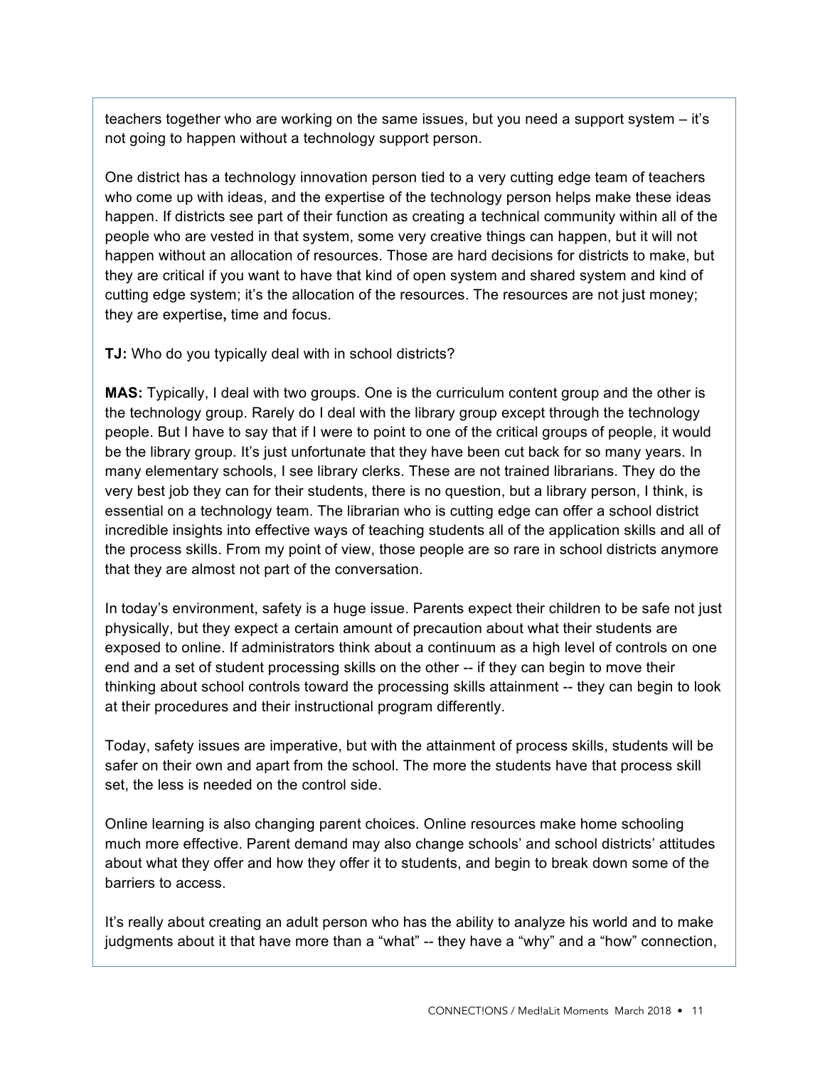teachers together who are working on the same issues, but you need a support system – it's not going to happen without a technology support person.

One district has a technology innovation person tied to a very cutting edge team of teachers who come up with ideas, and the expertise of the technology person helps make these ideas happen. If districts see part of their function as creating a technical community within all of the people who are vested in that system, some very creative things can happen, but it will not happen without an allocation of resources. Those are hard decisions for districts to make, but they are critical if you want to have that kind of open system and shared system and kind of cutting edge system; it's the allocation of the resources. The resources are not just money; they are expertise**,** time and focus.

**TJ:** Who do you typically deal with in school districts?

**MAS:** Typically, I deal with two groups. One is the curriculum content group and the other is the technology group. Rarely do I deal with the library group except through the technology people. But I have to say that if I were to point to one of the critical groups of people, it would be the library group. It's just unfortunate that they have been cut back for so many years. In many elementary schools, I see library clerks. These are not trained librarians. They do the very best job they can for their students, there is no question, but a library person, I think, is essential on a technology team. The librarian who is cutting edge can offer a school district incredible insights into effective ways of teaching students all of the application skills and all of the process skills. From my point of view, those people are so rare in school districts anymore that they are almost not part of the conversation.

In today's environment, safety is a huge issue. Parents expect their children to be safe not just physically, but they expect a certain amount of precaution about what their students are exposed to online. If administrators think about a continuum as a high level of controls on one end and a set of student processing skills on the other -- if they can begin to move their thinking about school controls toward the processing skills attainment -- they can begin to look at their procedures and their instructional program differently.

Today, safety issues are imperative, but with the attainment of process skills, students will be safer on their own and apart from the school. The more the students have that process skill set, the less is needed on the control side.

Online learning is also changing parent choices. Online resources make home schooling much more effective. Parent demand may also change schools' and school districts' attitudes about what they offer and how they offer it to students, and begin to break down some of the barriers to access.

It's really about creating an adult person who has the ability to analyze his world and to make judgments about it that have more than a "what" -- they have a "why" and a "how" connection,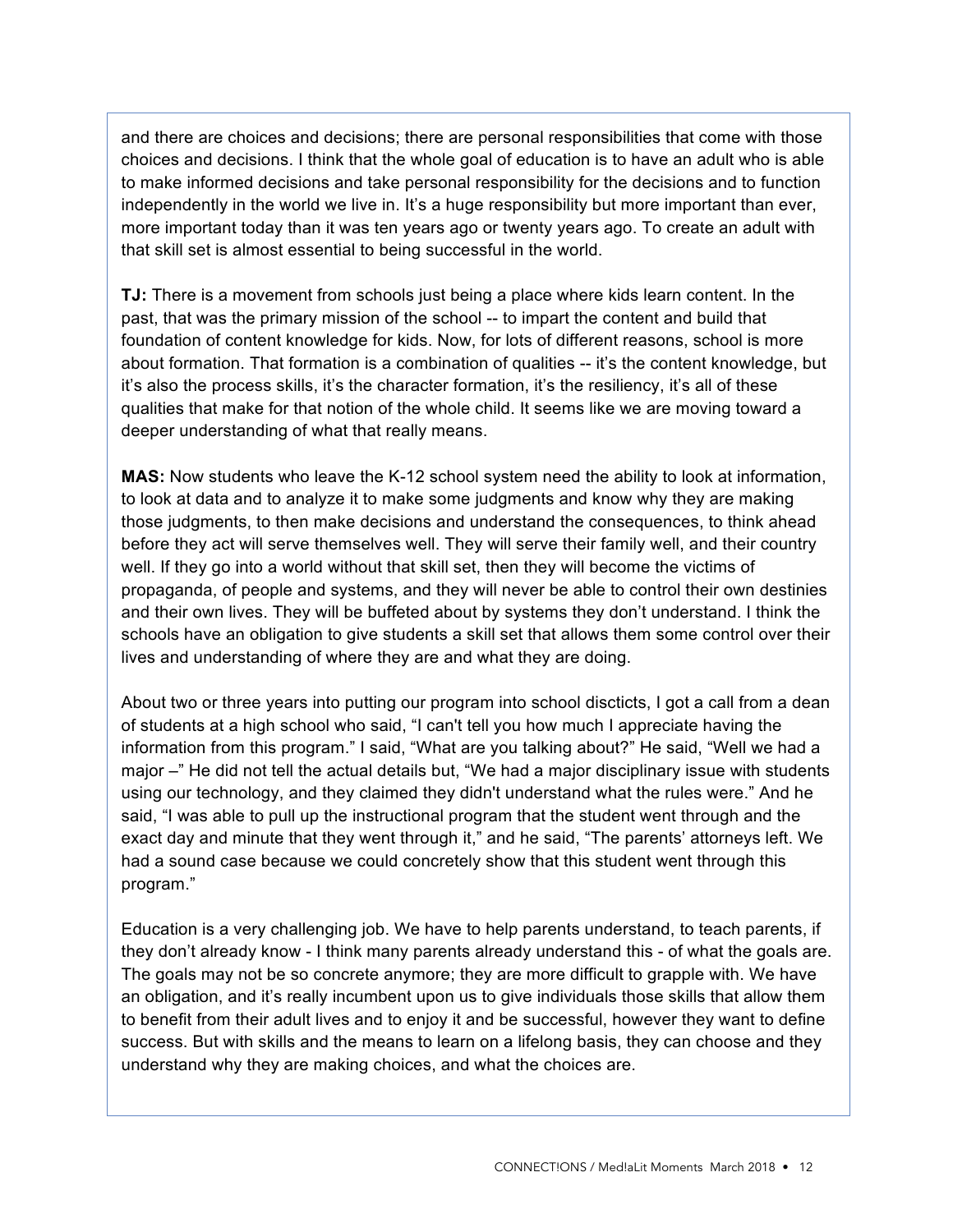and there are choices and decisions; there are personal responsibilities that come with those choices and decisions. I think that the whole goal of education is to have an adult who is able to make informed decisions and take personal responsibility for the decisions and to function independently in the world we live in. It's a huge responsibility but more important than ever, more important today than it was ten years ago or twenty years ago. To create an adult with that skill set is almost essential to being successful in the world.

**TJ:** There is a movement from schools just being a place where kids learn content. In the past, that was the primary mission of the school -- to impart the content and build that foundation of content knowledge for kids. Now, for lots of different reasons, school is more about formation. That formation is a combination of qualities -- it's the content knowledge, but it's also the process skills, it's the character formation, it's the resiliency, it's all of these qualities that make for that notion of the whole child. It seems like we are moving toward a deeper understanding of what that really means.

**MAS:** Now students who leave the K-12 school system need the ability to look at information, to look at data and to analyze it to make some judgments and know why they are making those judgments, to then make decisions and understand the consequences, to think ahead before they act will serve themselves well. They will serve their family well, and their country well. If they go into a world without that skill set, then they will become the victims of propaganda, of people and systems, and they will never be able to control their own destinies and their own lives. They will be buffeted about by systems they don't understand. I think the schools have an obligation to give students a skill set that allows them some control over their lives and understanding of where they are and what they are doing.

About two or three years into putting our program into school discticts, I got a call from a dean of students at a high school who said, "I can't tell you how much I appreciate having the information from this program." I said, "What are you talking about?" He said, "Well we had a major –" He did not tell the actual details but, "We had a major disciplinary issue with students using our technology, and they claimed they didn't understand what the rules were." And he said, "I was able to pull up the instructional program that the student went through and the exact day and minute that they went through it," and he said, "The parents' attorneys left. We had a sound case because we could concretely show that this student went through this program."

Education is a very challenging job. We have to help parents understand, to teach parents, if they don't already know - I think many parents already understand this - of what the goals are. The goals may not be so concrete anymore; they are more difficult to grapple with. We have an obligation, and it's really incumbent upon us to give individuals those skills that allow them to benefit from their adult lives and to enjoy it and be successful, however they want to define success. But with skills and the means to learn on a lifelong basis, they can choose and they understand why they are making choices, and what the choices are.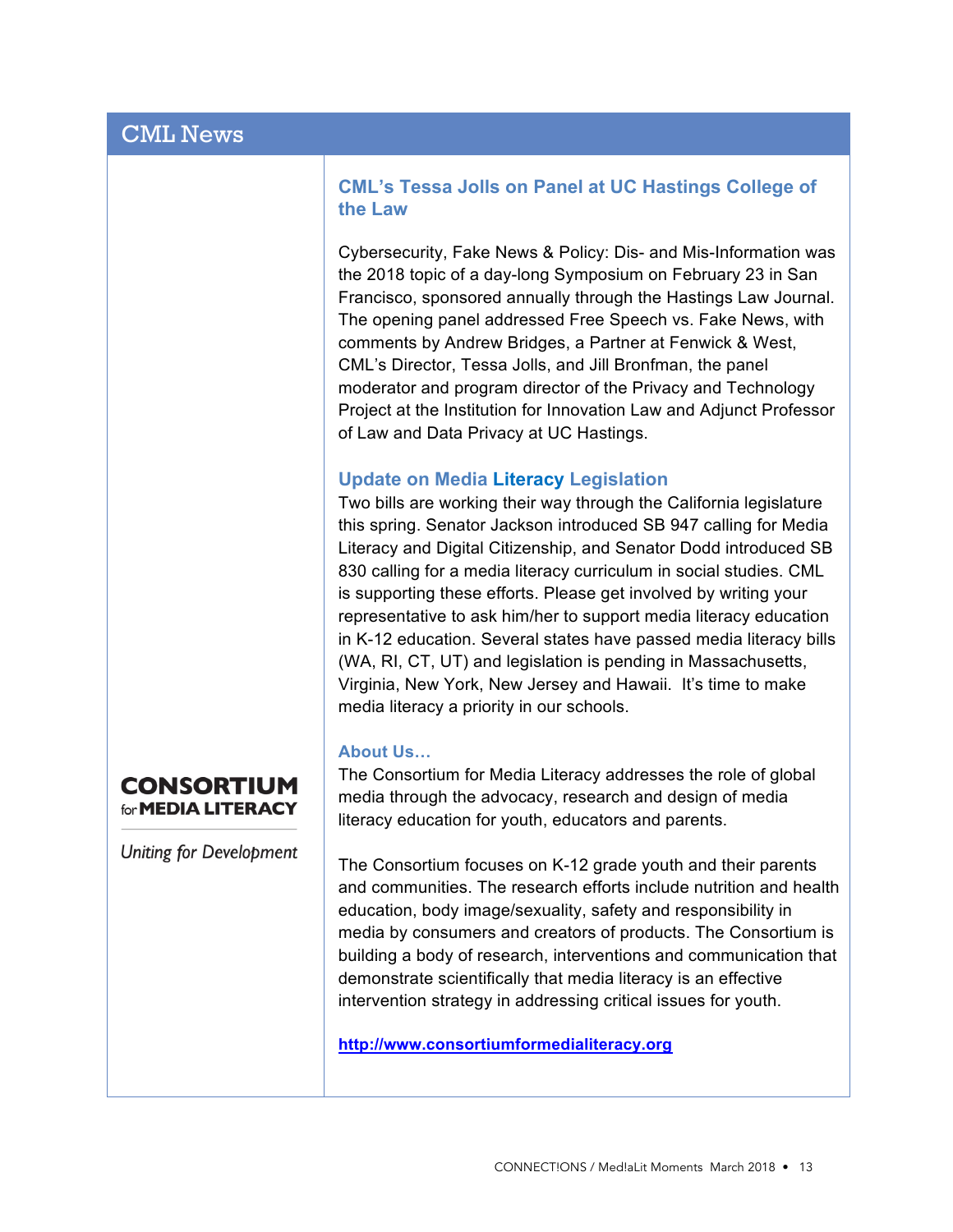# CML News

### CML's Tessa Jolls on Panel at UC Hastings College of the Law

Cybersecurity, Fake News & Policy: Dis- and Mis-Information was the 2018 topic of a day-long Symposium on February 23 in San Francisco, sponsored annually through the Hastings Law Journal. The opening panel addressed Free Speech vs. Fake News, with comments by Andrew Bridges, a Partner at Fenwick & West, CML's Director, Tessa Jolls, and Jill Bronfman, the panel moderator and program director of the Privacy and Technology Project at the Institution for Innovation Law and Adjunct Professor of Law and Data Privacy at UC Hastings.

### Update on Media Literacy Legislation

Two bills are working their way through the California legislature this spring. Senator Jackson introduced SB 947 calling for Media Literacy and Digital Citizenship, and Senator Dodd introduced SB 830 calling for a media literacy curriculum in social studies. CML is supporting these efforts. Please get involved by writing your representative to ask him/her to support media literacy education in K-12 education. Several states have passed media literacy bills (WA, RI, CT, UT) and legislation is pending in Massachusetts, Virginia, New York, New Jersey and Hawaii. It's time to make media literacy a priority in our schools.

### About Us…

The Consortium for Media Literacy addresses the role of global media through the advocacy, research and design of media literacy education for youth, educators and parents.

The Consortium focuses on K-12 grade youth and their parents and communities. The research efforts include nutrition and health education, body image/sexuality, safety and responsibility in media by consumers and creators of products. The Consortium is building a body of research, interventions and communication that demonstrate scientifically that media literacy is an effective intervention strategy in addressing critical issues for youth.

http://www.consortiumformedialiteracy.org

**CONSORTIUM for MEDIA LITERACY**

*Uniting for Development*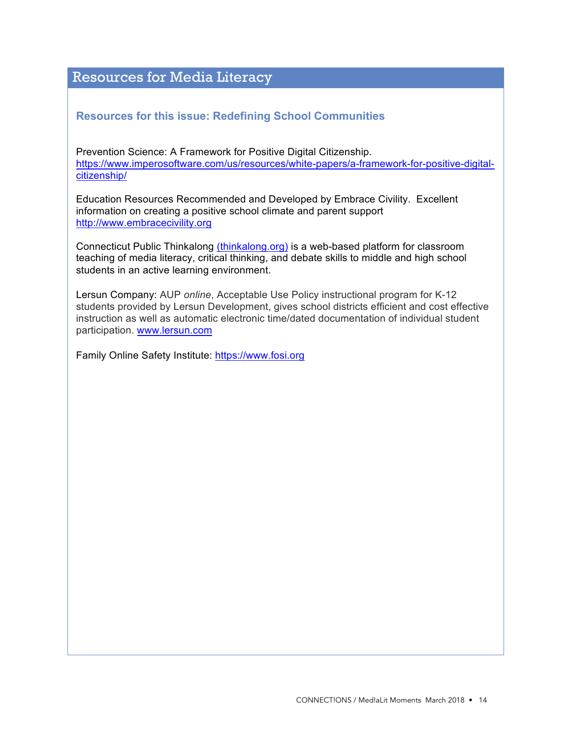# Resources for Media Literacy

## Resources for this issue: Redefining School Communities

Prevention Science: A Framework for Positive Digital Citizenship.
https://www.imperosoftware.com/us/resources/white-papers/a-framework-for-positive-digital-citizenship/

Education Resources Recommended and Developed by Embrace Civility. Excellent information on creating a positive school climate and parent support
http://www.embracecivility.org

Connecticut Public Thinkalong (thinkalong.org) is a web-based platform for classroom teaching of media literacy, critical thinking, and debate skills to middle and high school students in an active learning environment.

Lersun Company: AUP *online*, Acceptable Use Policy instructional program for K-12 students provided by Lersun Development, gives school districts efficient and cost effective instruction as well as automatic electronic time/dated documentation of individual student participation. www.lersun.com

Family Online Safety Institute: https://www.fosi.org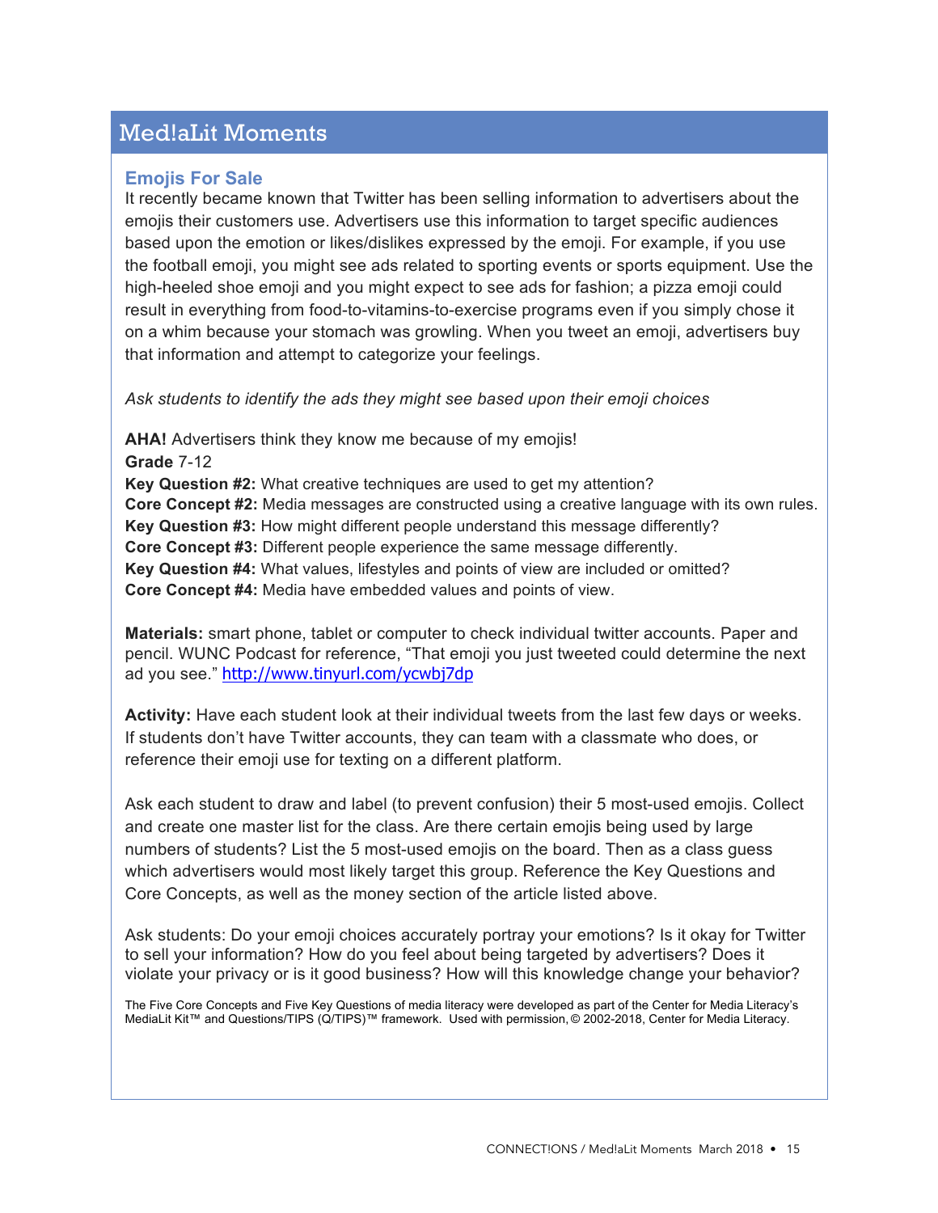# Med!aLit Moments

## Emojis For Sale

It recently became known that Twitter has been selling information to advertisers about the emojis their customers use. Advertisers use this information to target specific audiences based upon the emotion or likes/dislikes expressed by the emoji. For example, if you use the football emoji, you might see ads related to sporting events or sports equipment. Use the high-heeled shoe emoji and you might expect to see ads for fashion; a pizza emoji could result in everything from food-to-vitamins-to-exercise programs even if you simply chose it on a whim because your stomach was growling. When you tweet an emoji, advertisers buy that information and attempt to categorize your feelings.

*Ask students to identify the ads they might see based upon their emoji choices*

**AHA!** Advertisers think they know me because of my emojis!
**Grade** 7-12
**Key Question #2:** What creative techniques are used to get my attention?
**Core Concept #2:** Media messages are constructed using a creative language with its own rules.
**Key Question #3:** How might different people understand this message differently?
**Core Concept #3:** Different people experience the same message differently.
**Key Question #4:** What values, lifestyles and points of view are included or omitted?
**Core Concept #4:** Media have embedded values and points of view.

**Materials:** smart phone, tablet or computer to check individual twitter accounts. Paper and pencil. WUNC Podcast for reference, "That emoji you just tweeted could determine the next ad you see." http://www.tinyurl.com/ycwbj7dp

**Activity:** Have each student look at their individual tweets from the last few days or weeks. If students don't have Twitter accounts, they can team with a classmate who does, or reference their emoji use for texting on a different platform.

Ask each student to draw and label (to prevent confusion) their 5 most-used emojis. Collect and create one master list for the class. Are there certain emojis being used by large numbers of students? List the 5 most-used emojis on the board. Then as a class guess which advertisers would most likely target this group. Reference the Key Questions and Core Concepts, as well as the money section of the article listed above.

Ask students: Do your emoji choices accurately portray your emotions? Is it okay for Twitter to sell your information? How do you feel about being targeted by advertisers? Does it violate your privacy or is it good business? How will this knowledge change your behavior?

The Five Core Concepts and Five Key Questions of media literacy were developed as part of the Center for Media Literacy's MediaLit Kit™ and Questions/TIPS (Q/TIPS)™ framework. Used with permission, © 2002-2018, Center for Media Literacy.